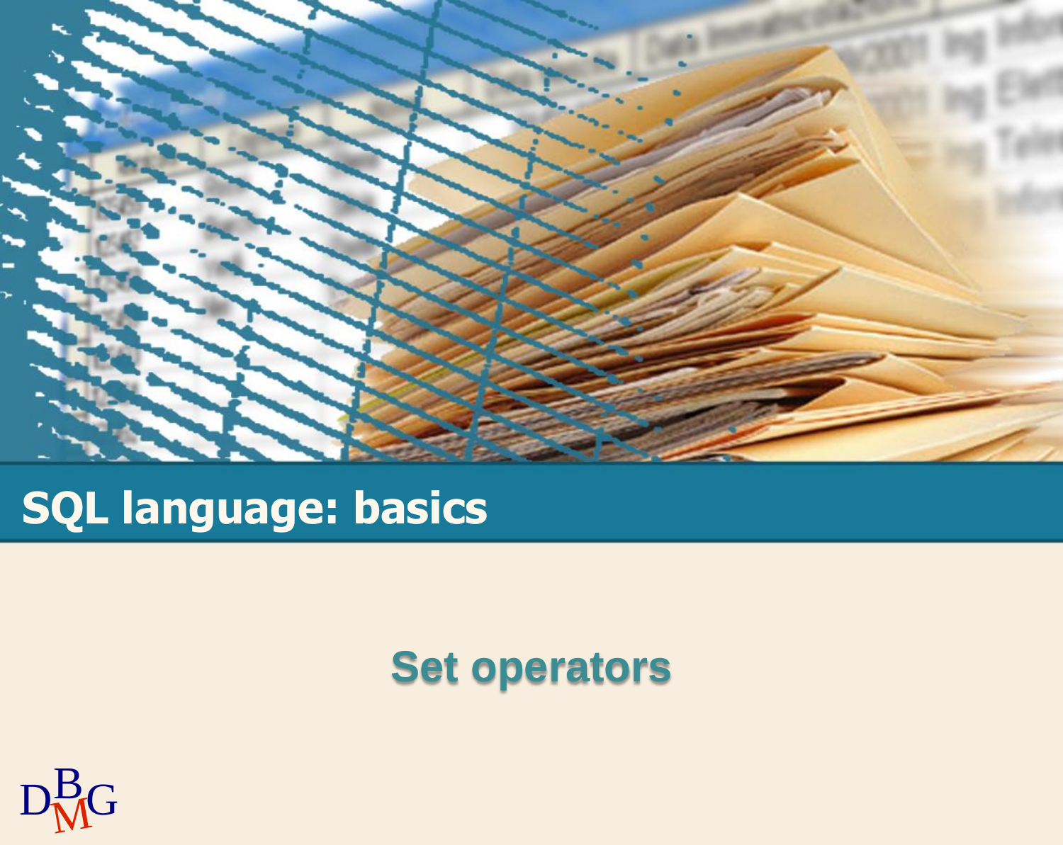# SQL language: basics

## Set operators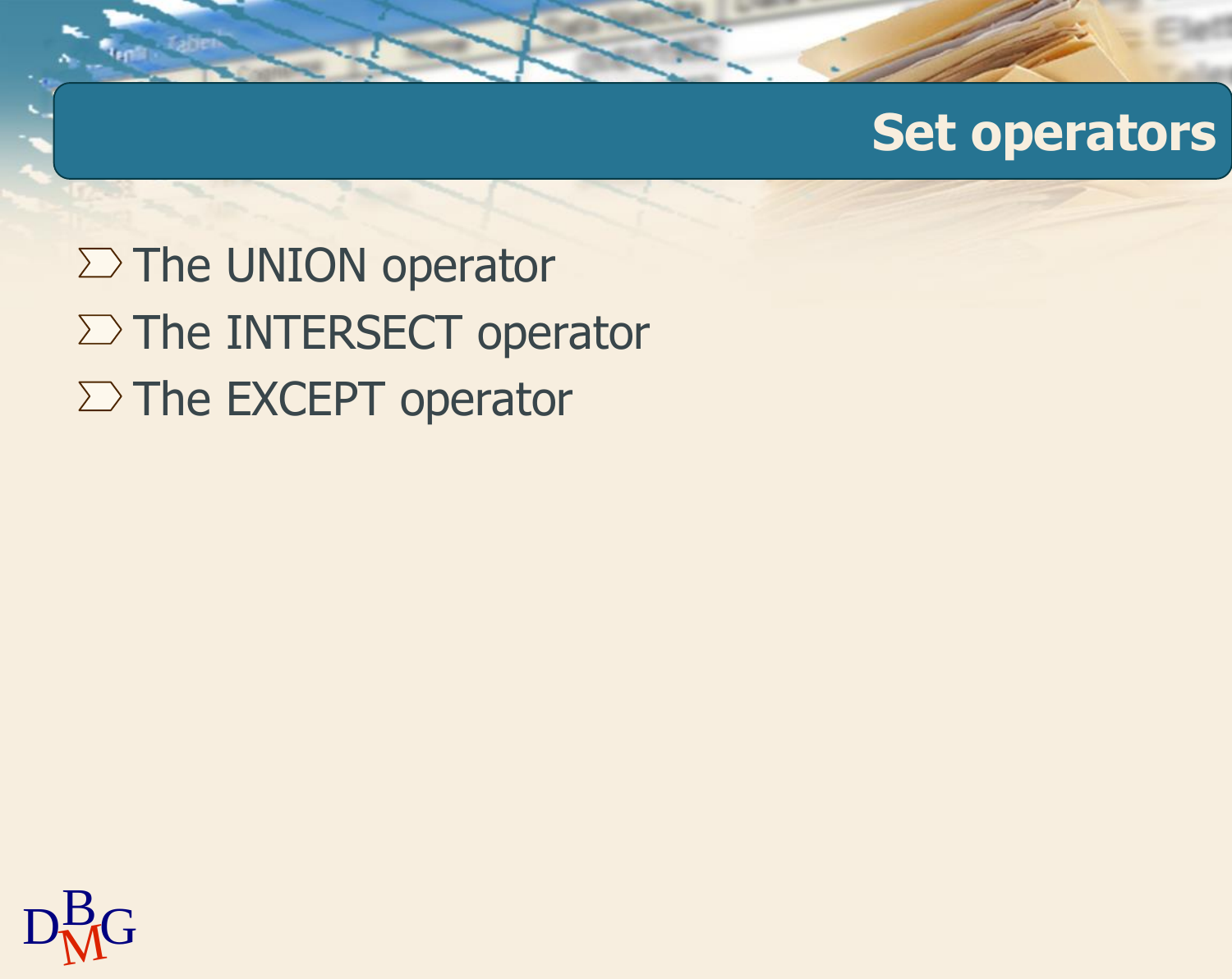# Set operators

- The UNION operator
- The INTERSECT operator
- The EXCEPT operator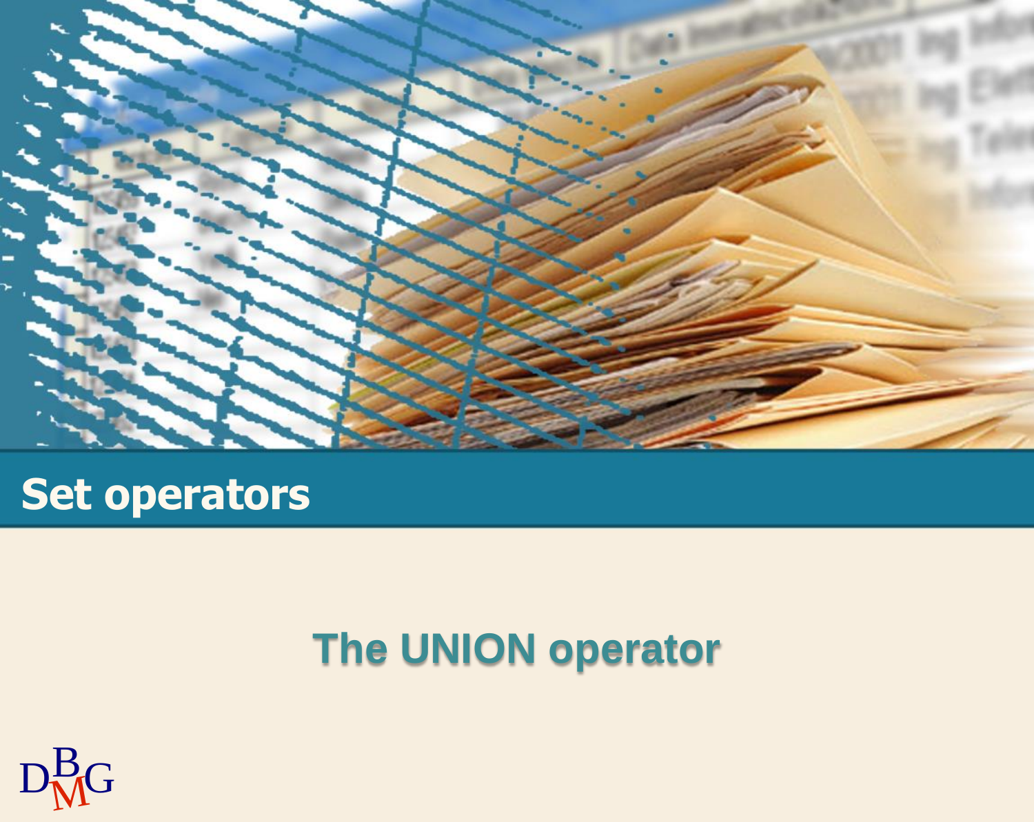# Set operators

## The UNION operator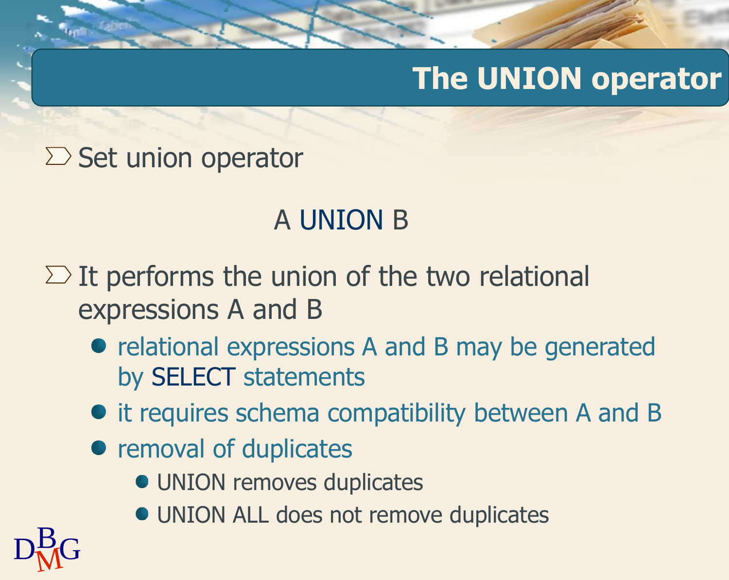# The UNION operator

- Set union operator

A UNION B

- It performs the union of the two relational expressions A and B
  - relational expressions A and B may be generated by SELECT statements
  - it requires schema compatibility between A and B
  - removal of duplicates
    - UNION removes duplicates
    - UNION ALL does not remove duplicates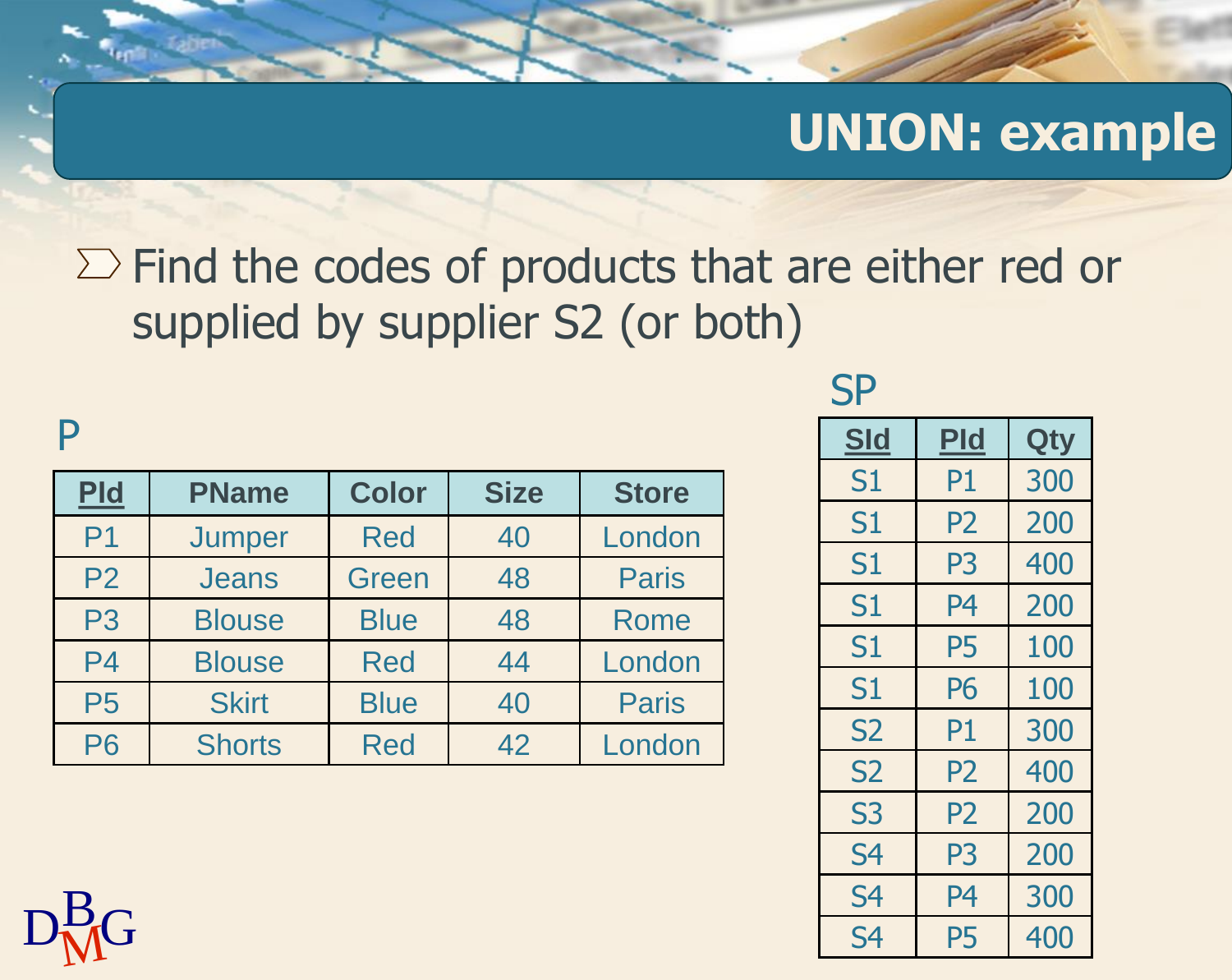# UNION: example

- Find the codes of products that are either red or supplied by supplier S2 (or both)

P

| PId | PName | Color | Size | Store |
|---|---|---|---|---|
| P1 | Jumper | Red | 40 | London |
| P2 | Jeans | Green | 48 | Paris |
| P3 | Blouse | Blue | 48 | Rome |
| P4 | Blouse | Red | 44 | London |
| P5 | Skirt | Blue | 40 | Paris |
| P6 | Shorts | Red | 42 | London |

SP

| SId | PId | Qty |
|---|---|---|
| S1 | P1 | 300 |
| S1 | P2 | 200 |
| S1 | P3 | 400 |
| S1 | P4 | 200 |
| S1 | P5 | 100 |
| S1 | P6 | 100 |
| S2 | P1 | 300 |
| S2 | P2 | 400 |
| S3 | P2 | 200 |
| S4 | P3 | 200 |
| S4 | P4 | 300 |
| S4 | P5 | 400 |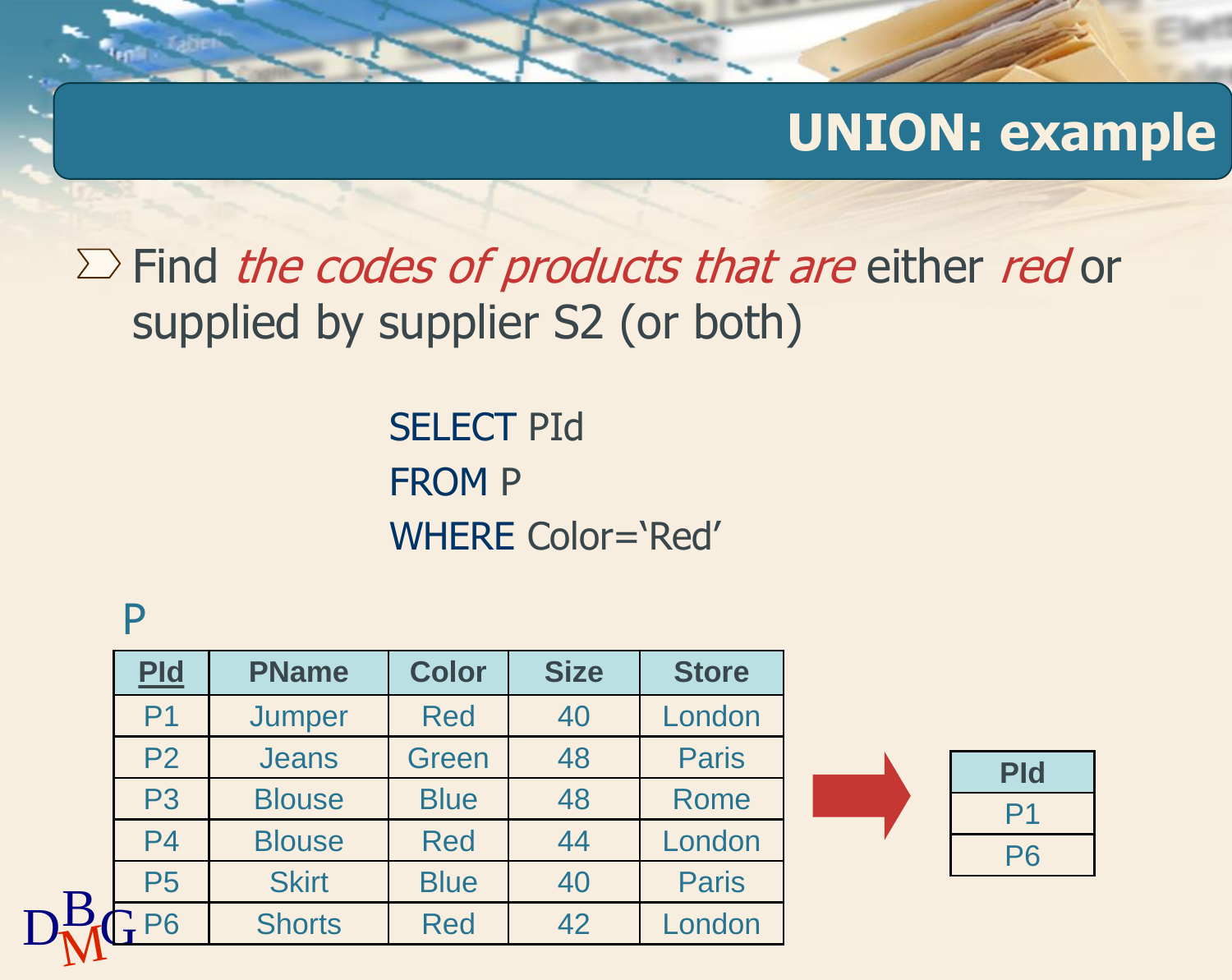# UNION: example

- Find *the codes of products that are* either *red* or supplied by supplier S2 (or both)

```
SELECT PId
FROM P
WHERE Color='Red'
```

P

| PId | PName | Color | Size | Store |
|---|---|---|---|---|
| P1 | Jumper | Red | 40 | London |
| P2 | Jeans | Green | 48 | Paris |
| P3 | Blouse | Blue | 48 | Rome |
| P4 | Blouse | Red | 44 | London |
| P5 | Skirt | Blue | 40 | Paris |
| P6 | Shorts | Red | 42 | London |

| PId |
|---|
| P1 |
| P6 |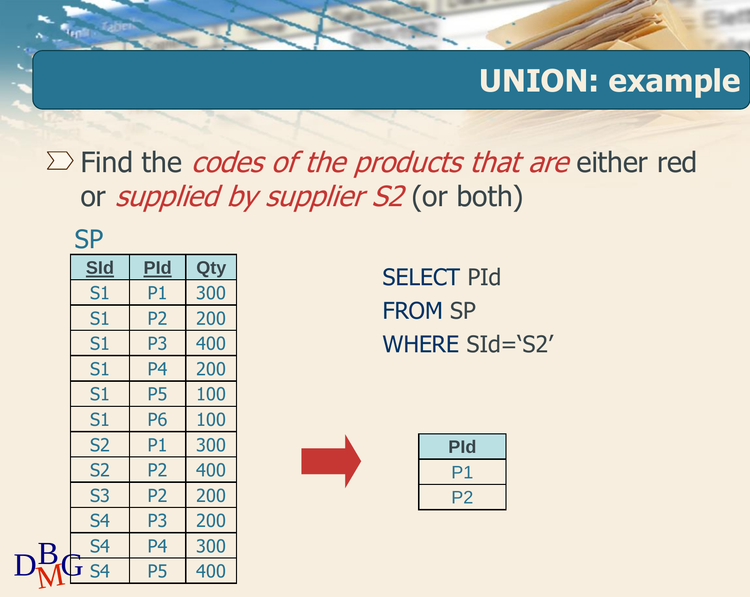# UNION: example

- Find the *codes of the products that are* either red or *supplied by supplier S2* (or both)

SP

| SId | PId | Qty |
|---|---|---|
| S1 | P1 | 300 |
| S1 | P2 | 200 |
| S1 | P3 | 400 |
| S1 | P4 | 200 |
| S1 | P5 | 100 |
| S1 | P6 | 100 |
| S2 | P1 | 300 |
| S2 | P2 | 400 |
| S3 | P2 | 200 |
| S4 | P3 | 200 |
| S4 | P4 | 300 |
| S4 | P5 | 400 |

```
SELECT PId
FROM SP
WHERE SId='S2'
```

| PId |
|---|
| P1 |
| P2 |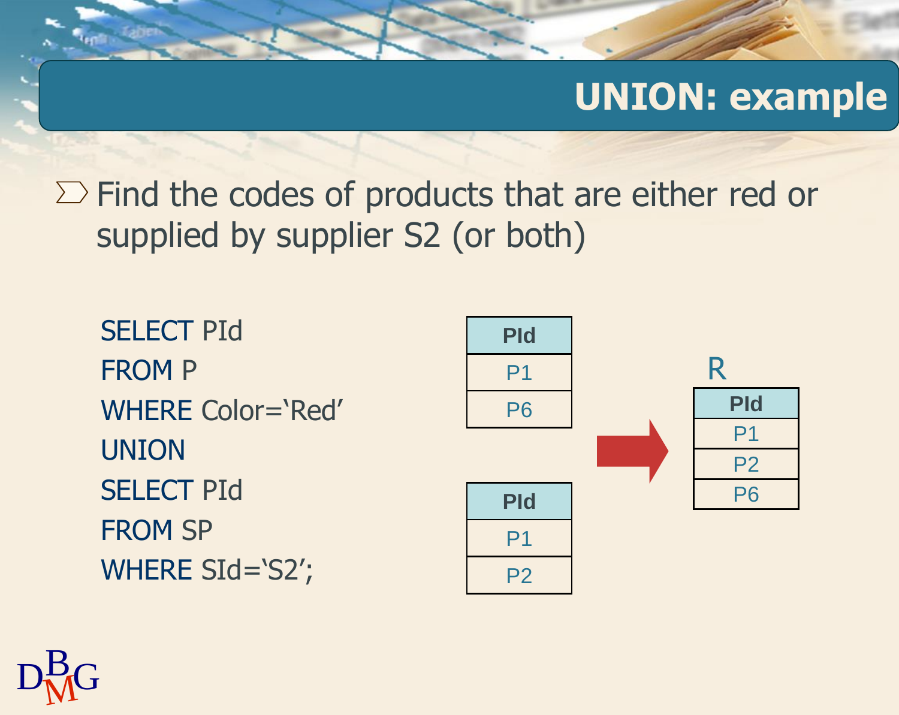# UNION: example

- Find the codes of products that are either red or supplied by supplier S2 (or both)

```
SELECT PId
FROM P
WHERE Color='Red'
UNION
SELECT PId
FROM SP
WHERE SId='S2';
```

| PId |
| --- |
| P1 |
| P6 |

| PId |
| --- |
| P1 |
| P2 |

R

| PId |
| --- |
| P1 |
| P2 |
| P6 |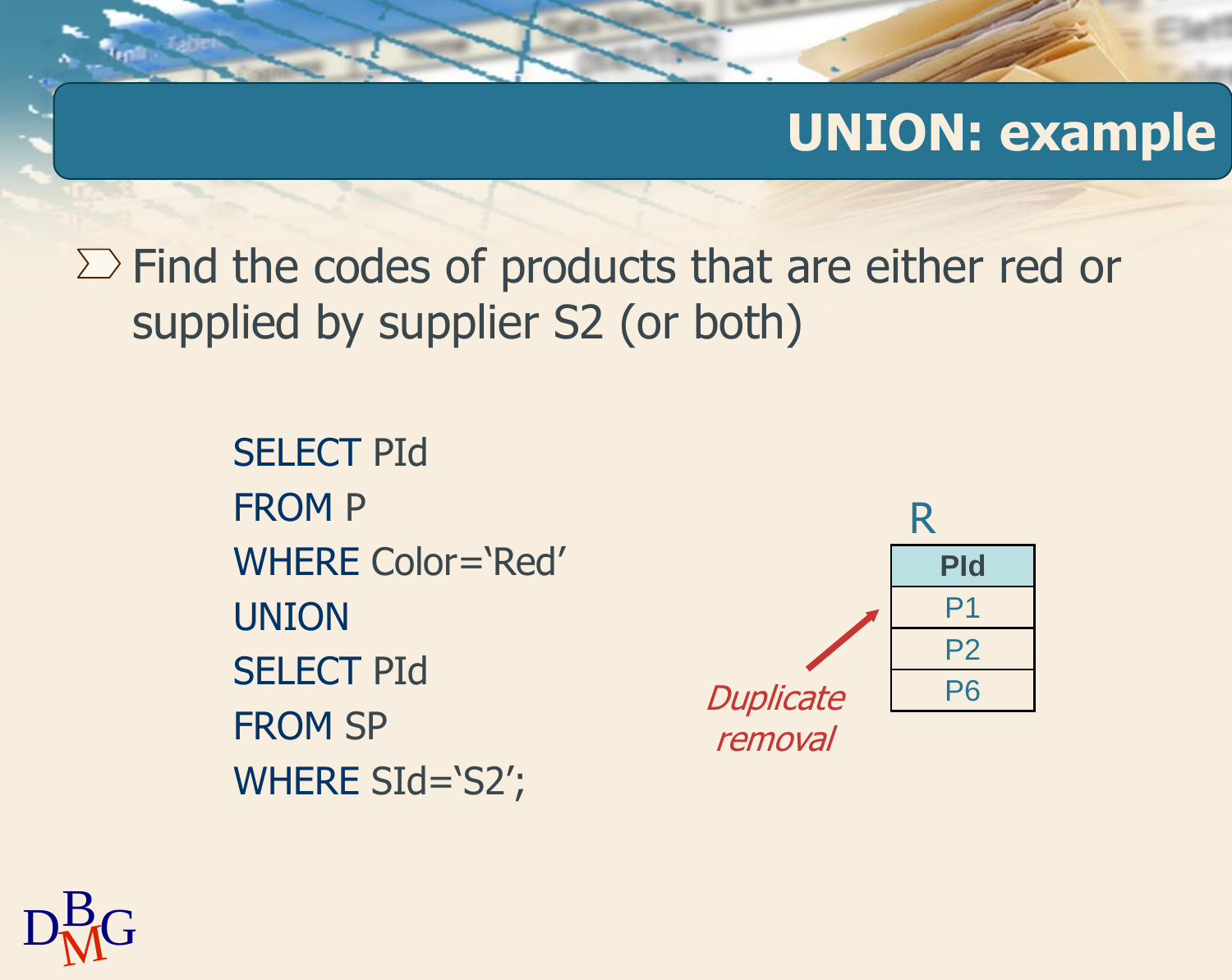# UNION: example

- Find the codes of products that are either red or supplied by supplier S2 (or both)

```
SELECT PId
FROM P
WHERE Color='Red'
UNION
SELECT PId
FROM SP
WHERE SId='S2';
```

R

| PId |
|---|
| P1 |
| P2 |
| P6 |

*Duplicate removal*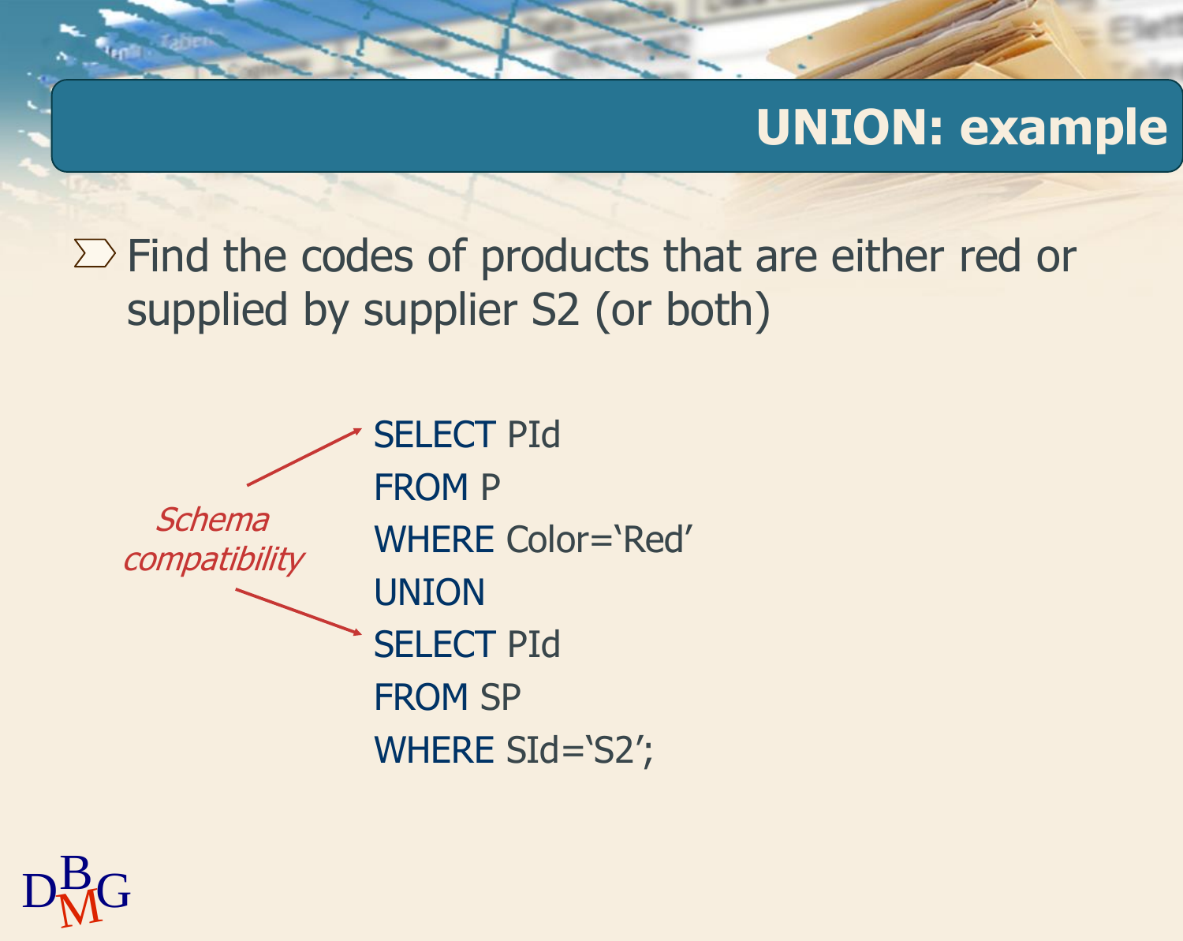# UNION: example

- Find the codes of products that are either red or supplied by supplier S2 (or both)

*Schema compatibility*

```
SELECT PId
FROM P
WHERE Color='Red'
UNION
SELECT PId
FROM SP
WHERE SId='S2';
```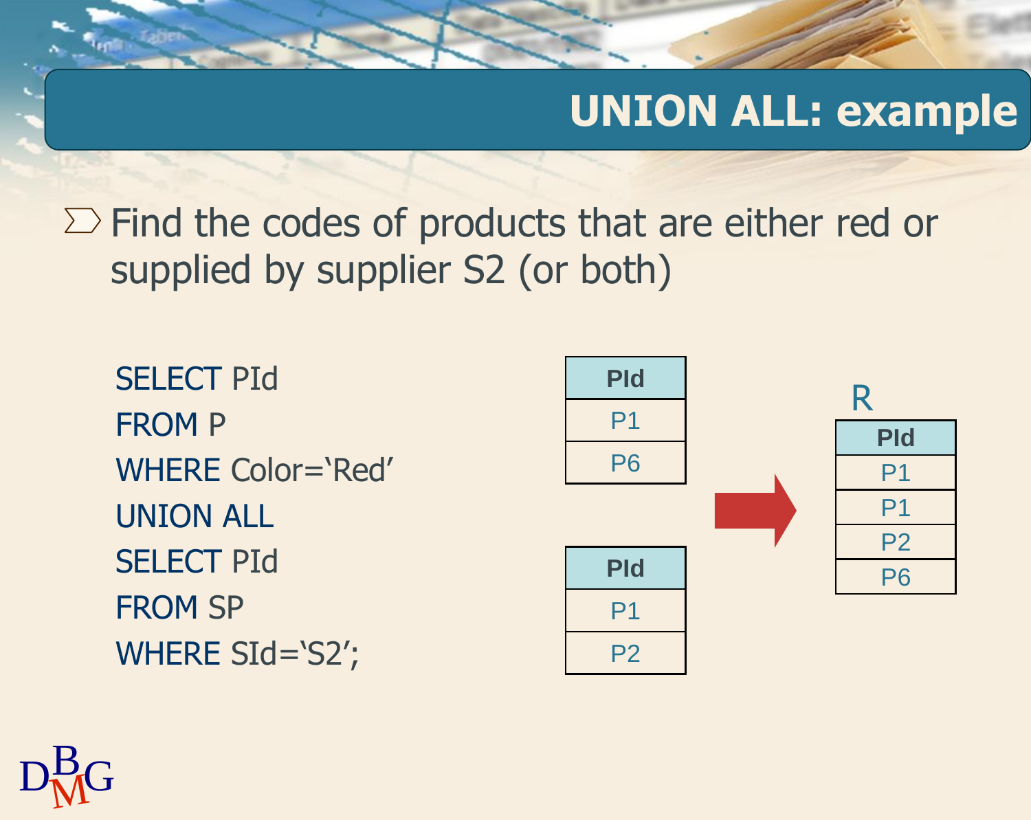# UNION ALL: example

- Find the codes of products that are either red or supplied by supplier S2 (or both)

```
SELECT PId
FROM P
WHERE Color='Red'
UNION ALL
SELECT PId
FROM SP
WHERE SId='S2';
```

| PId |
|---|
| P1 |
| P6 |

| PId |
|---|
| P1 |
| P2 |

R

| PId |
|---|
| P1 |
| P1 |
| P2 |
| P6 |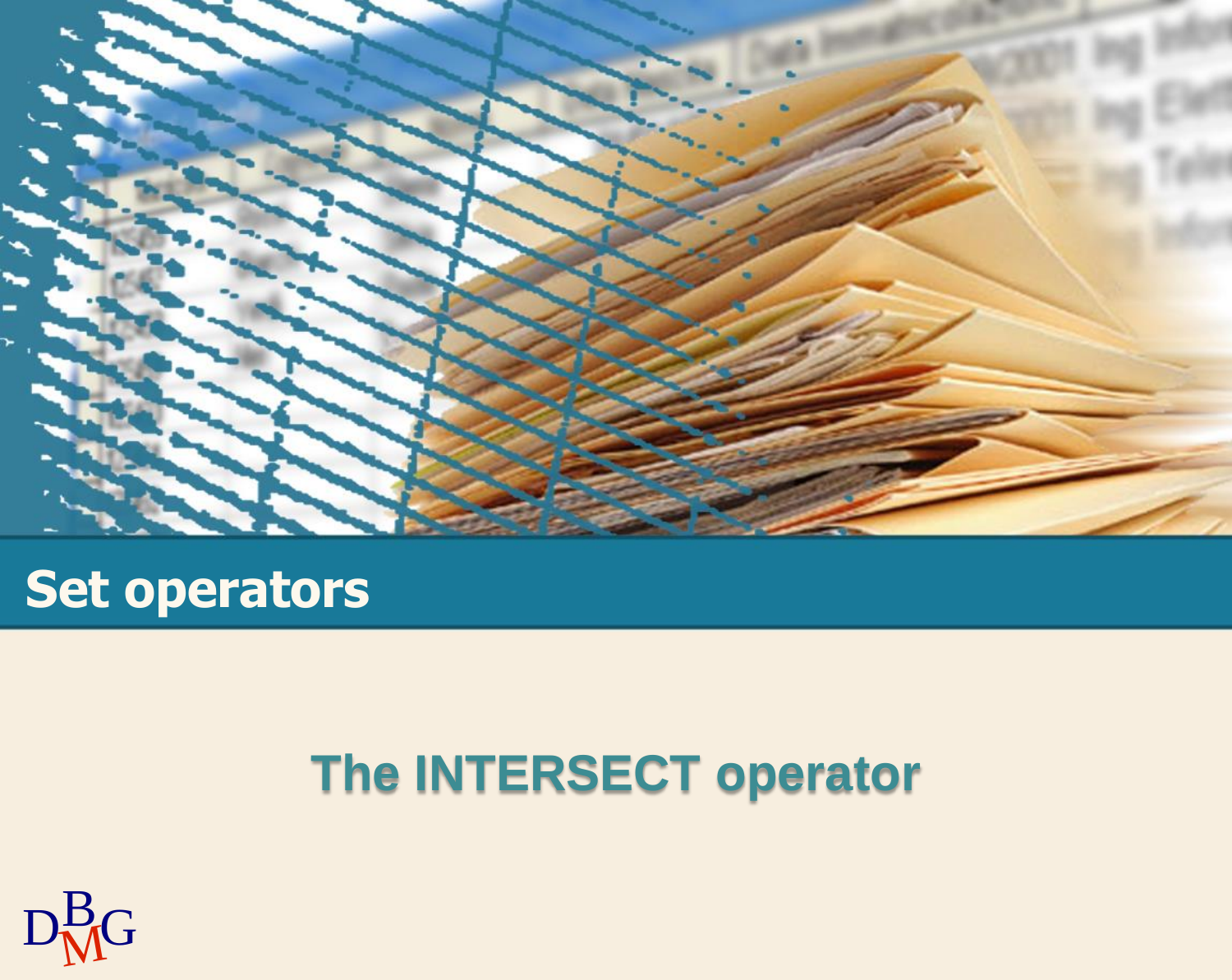# Set operators

## The INTERSECT operator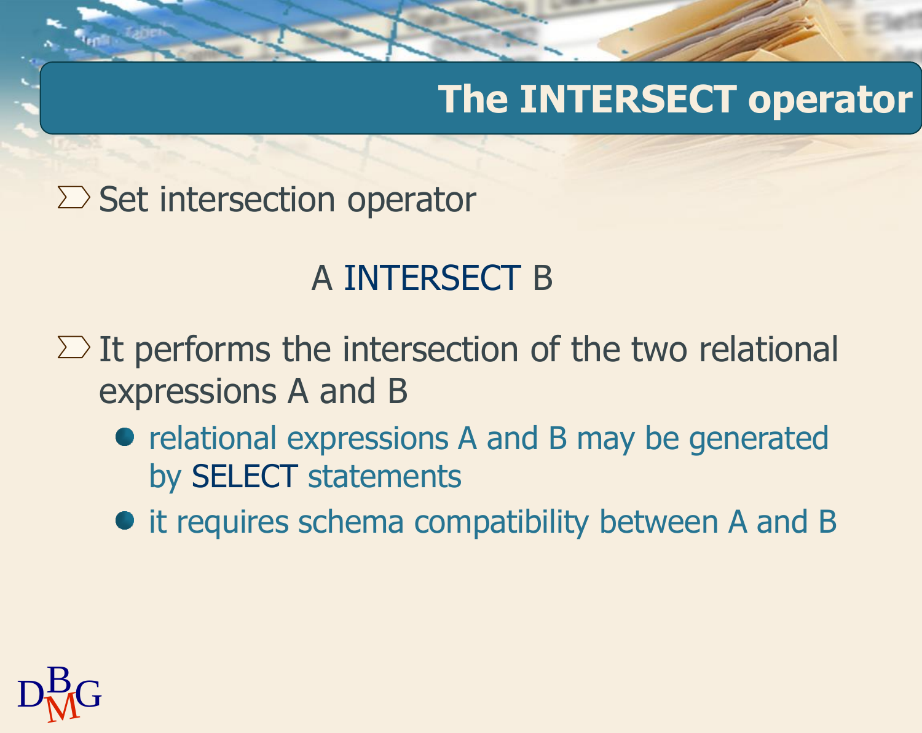# The INTERSECT operator

- Set intersection operator

  A INTERSECT B

- It performs the intersection of the two relational expressions A and B
  - relational expressions A and B may be generated by SELECT statements
  - it requires schema compatibility between A and B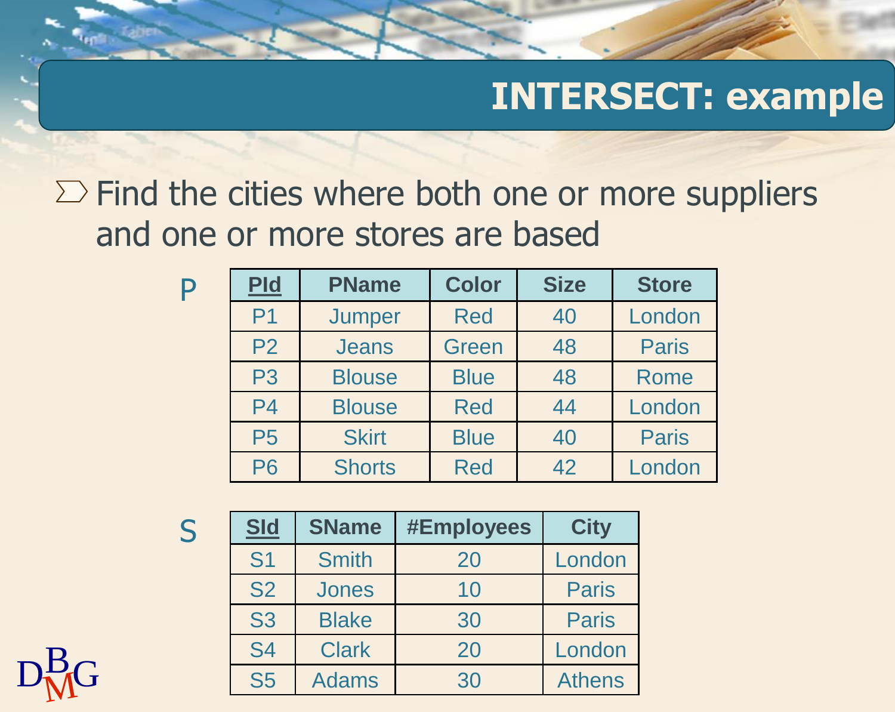# INTERSECT: example

- Find the cities where both one or more suppliers and one or more stores are based

P

| PId | PName | Color | Size | Store |
|---|---|---|---|---|
| P1 | Jumper | Red | 40 | London |
| P2 | Jeans | Green | 48 | Paris |
| P3 | Blouse | Blue | 48 | Rome |
| P4 | Blouse | Red | 44 | London |
| P5 | Skirt | Blue | 40 | Paris |
| P6 | Shorts | Red | 42 | London |

S

| SId | SName | #Employees | City |
|---|---|---|---|
| S1 | Smith | 20 | London |
| S2 | Jones | 10 | Paris |
| S3 | Blake | 30 | Paris |
| S4 | Clark | 20 | London |
| S5 | Adams | 30 | Athens |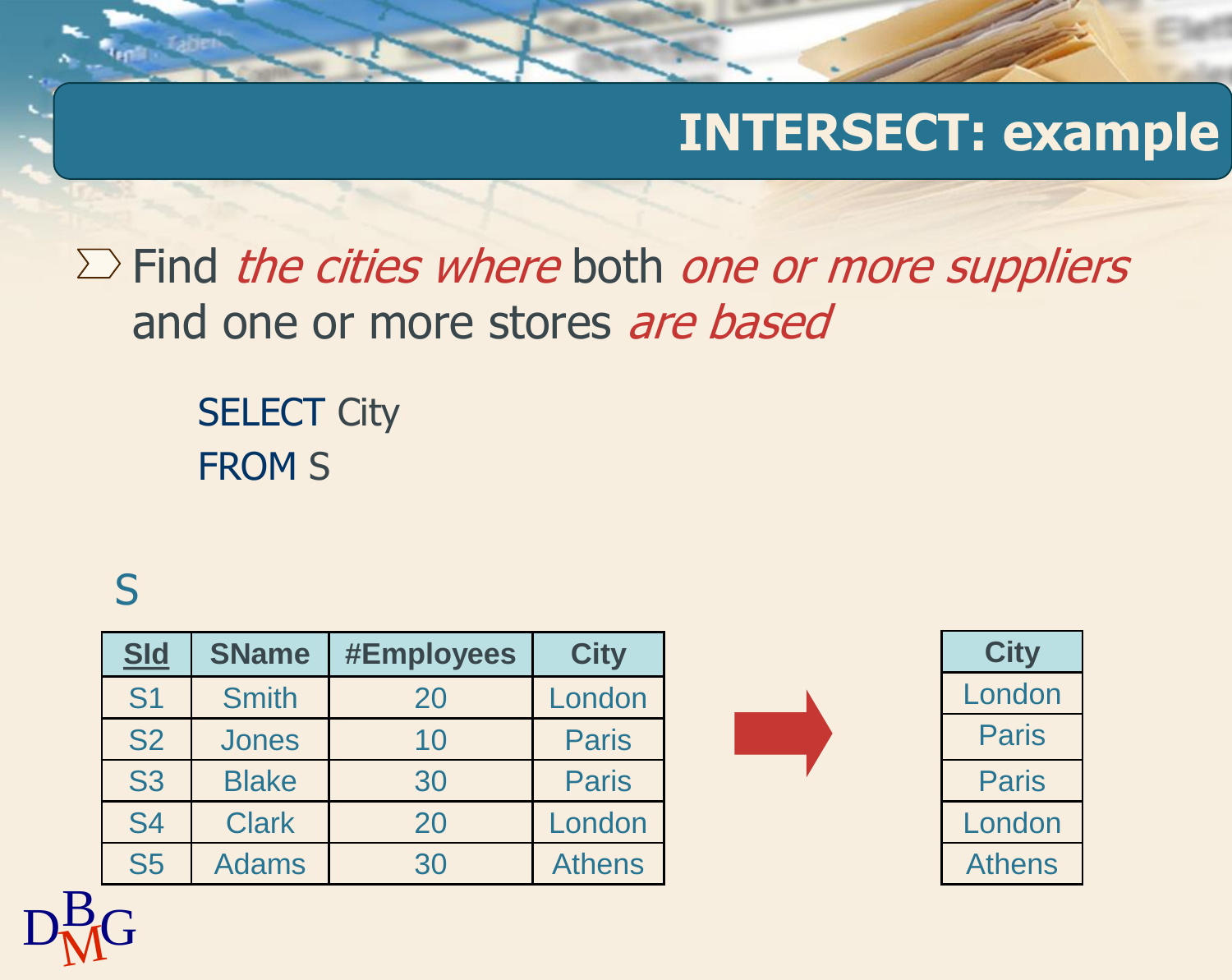# INTERSECT: example

- Find *the cities where* both *one or more suppliers* and one or more stores *are based*

```
SELECT City
FROM S
```

S

| SId | SName | #Employees | City |
|---|---|---|---|
| S1 | Smith | 20 | London |
| S2 | Jones | 10 | Paris |
| S3 | Blake | 30 | Paris |
| S4 | Clark | 20 | London |
| S5 | Adams | 30 | Athens |

| City |
|---|
| London |
| Paris |
| Paris |
| London |
| Athens |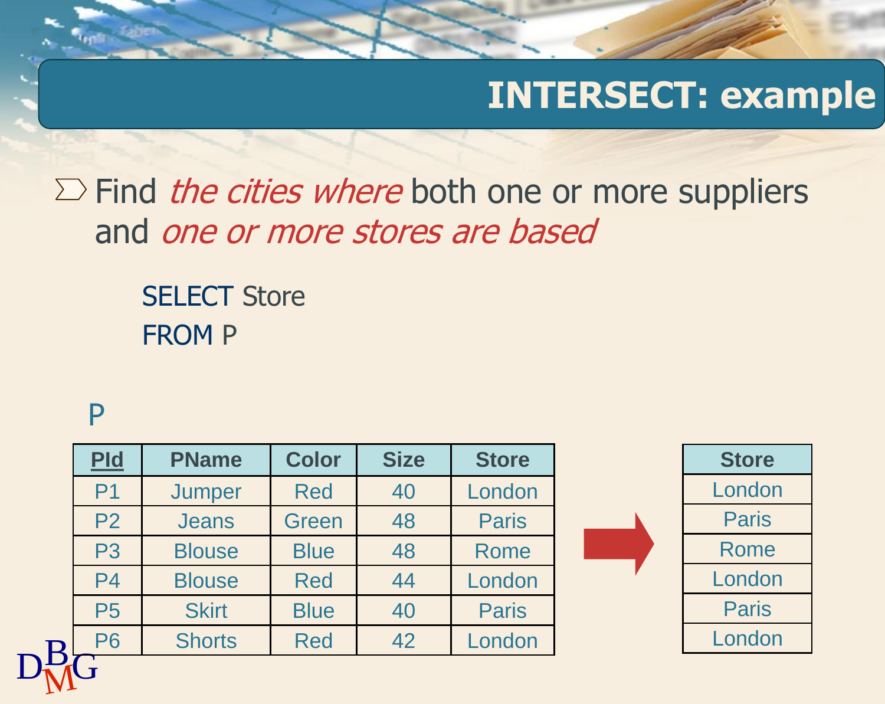# INTERSECT: example

- Find *the cities where* both one or more suppliers and *one or more stores are based*

```
SELECT Store
FROM P
```

P

| **PId** | **PName** | **Color** | **Size** | **Store** |
|---|---|---|---|---|
| P1 | Jumper | Red | 40 | London |
| P2 | Jeans | Green | 48 | Paris |
| P3 | Blouse | Blue | 48 | Rome |
| P4 | Blouse | Red | 44 | London |
| P5 | Skirt | Blue | 40 | Paris |
| P6 | Shorts | Red | 42 | London |

| **Store** |
|---|
| London |
| Paris |
| Rome |
| London |
| Paris |
| London |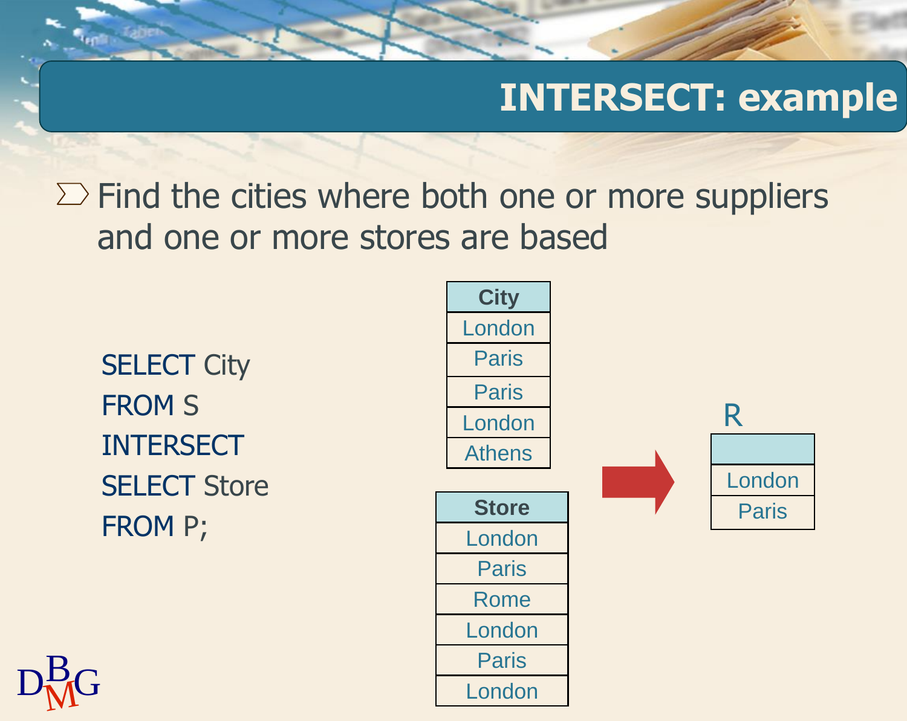# INTERSECT: example

- Find the cities where both one or more suppliers and one or more stores are based

```
SELECT City
FROM S
INTERSECT
SELECT Store
FROM P;
```

| City |
| --- |
| London |
| Paris |
| Paris |
| London |
| Athens |

| Store |
| --- |
| London |
| Paris |
| Rome |
| London |
| Paris |
| London |

R

| |
| --- |
| London |
| Paris |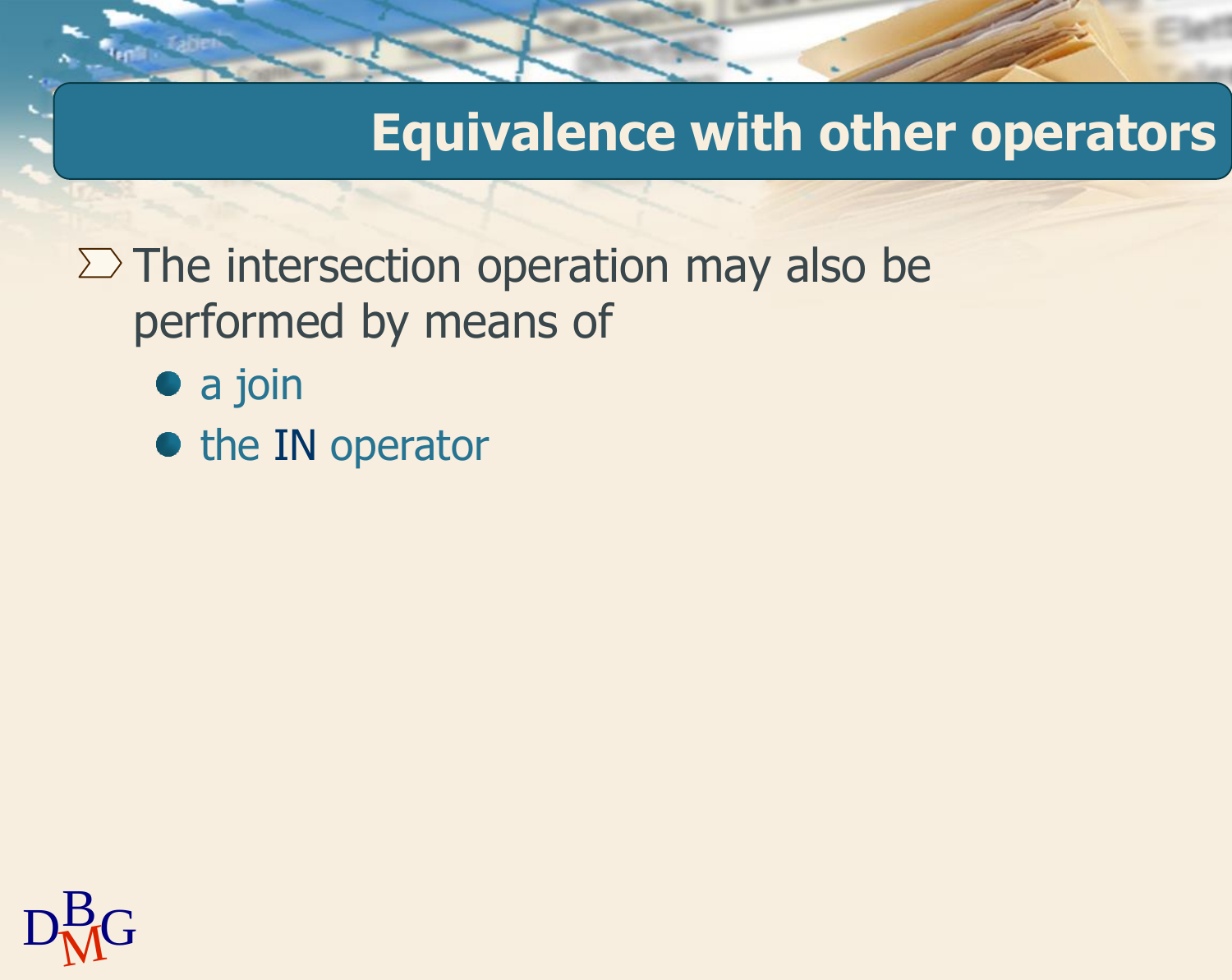# Equivalence with other operators

- The intersection operation may also be performed by means of
  - a join
  - the IN operator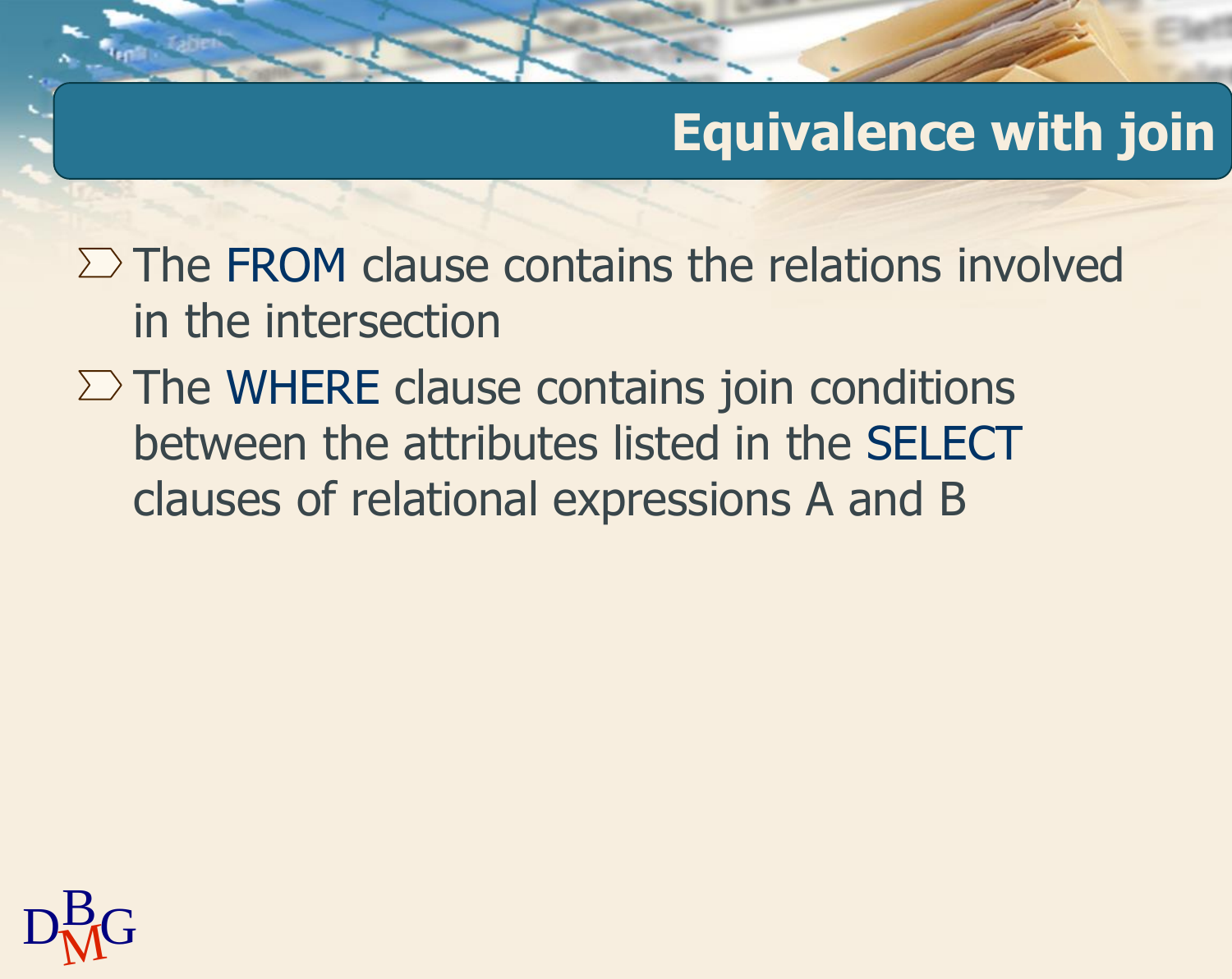# Equivalence with join

- The FROM clause contains the relations involved in the intersection
- The WHERE clause contains join conditions between the attributes listed in the SELECT clauses of relational expressions A and B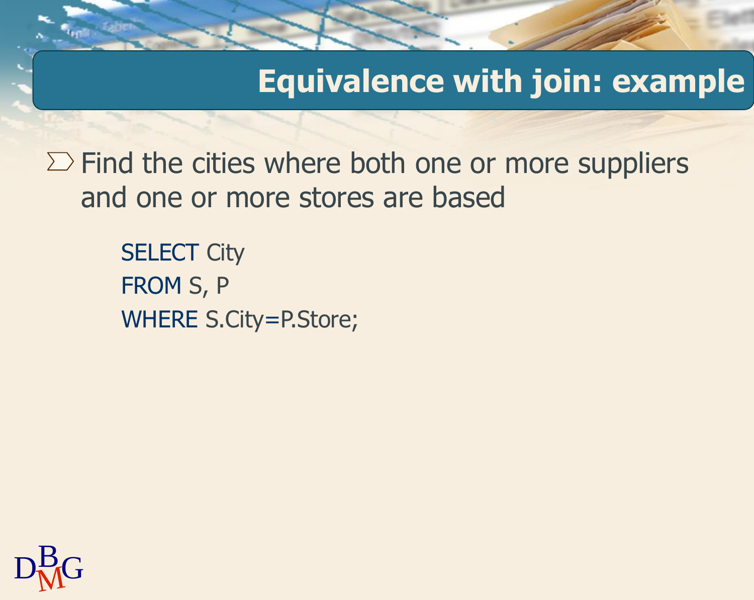# Equivalence with join: example

- Find the cities where both one or more suppliers and one or more stores are based

```
SELECT City
FROM S, P
WHERE S.City=P.Store;
```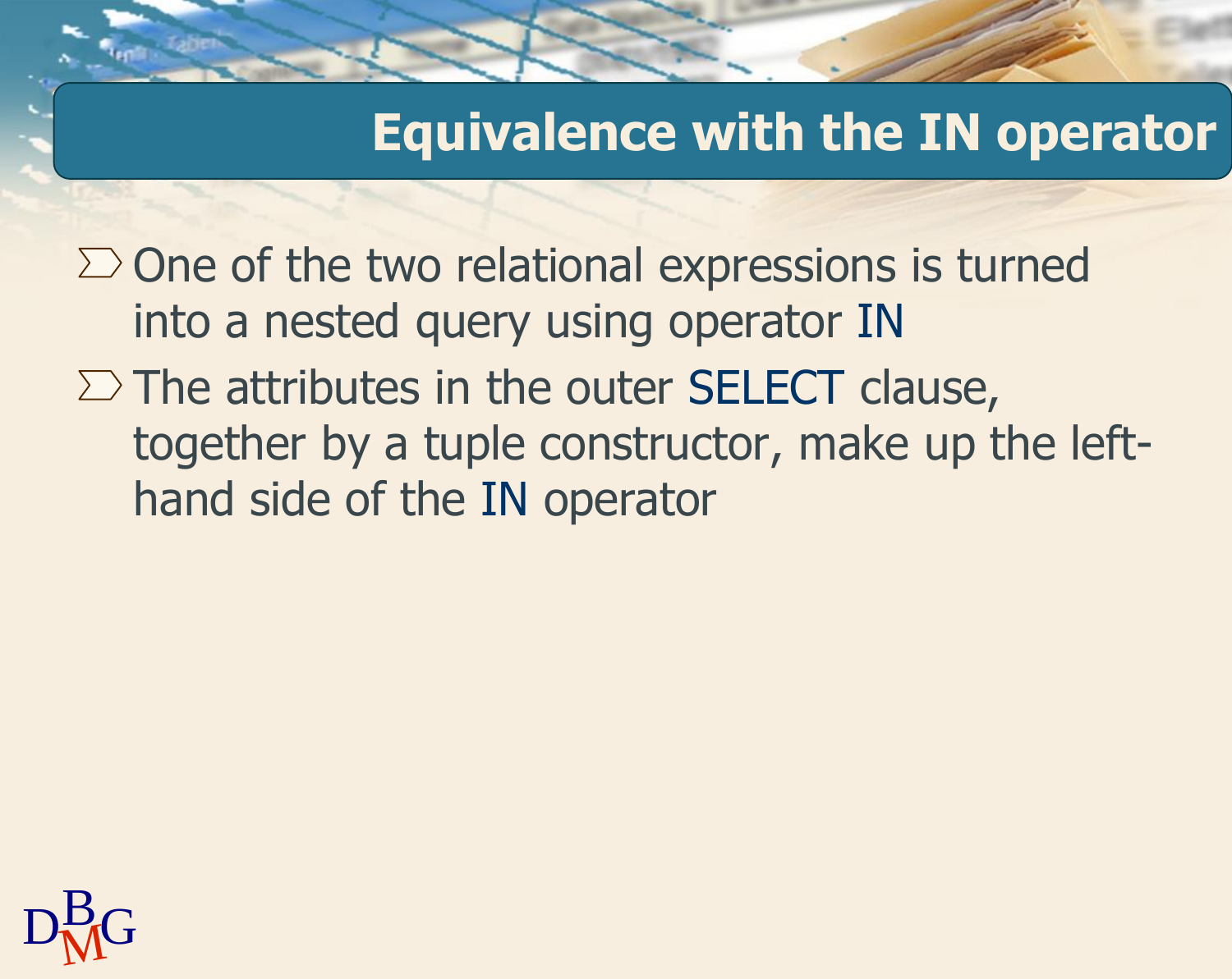# Equivalence with the IN operator

- One of the two relational expressions is turned into a nested query using operator IN
- The attributes in the outer SELECT clause, together by a tuple constructor, make up the left-hand side of the IN operator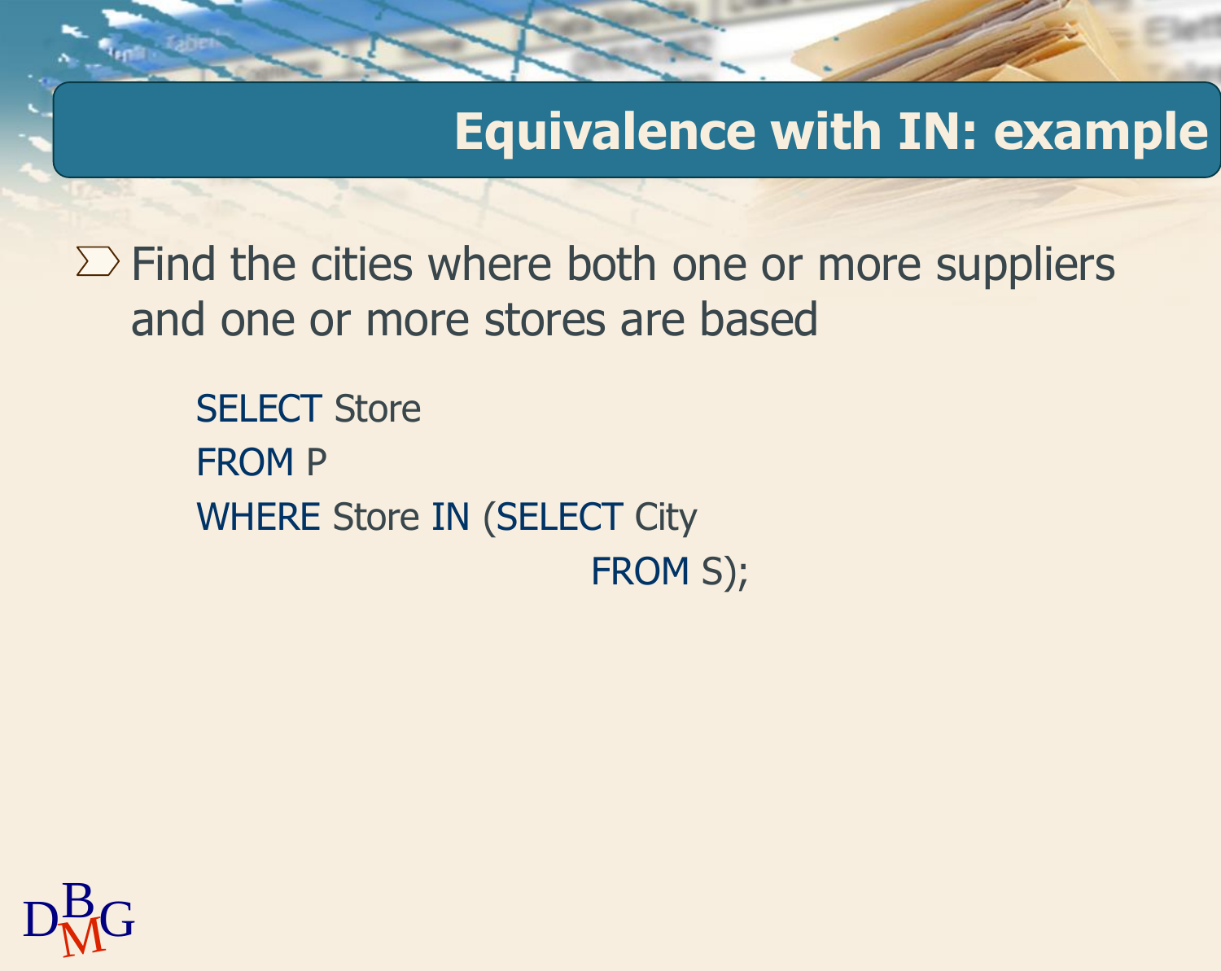# Equivalence with IN: example

- Find the cities where both one or more suppliers and one or more stores are based

```
SELECT Store
FROM P
WHERE Store IN (SELECT City
                FROM S);
```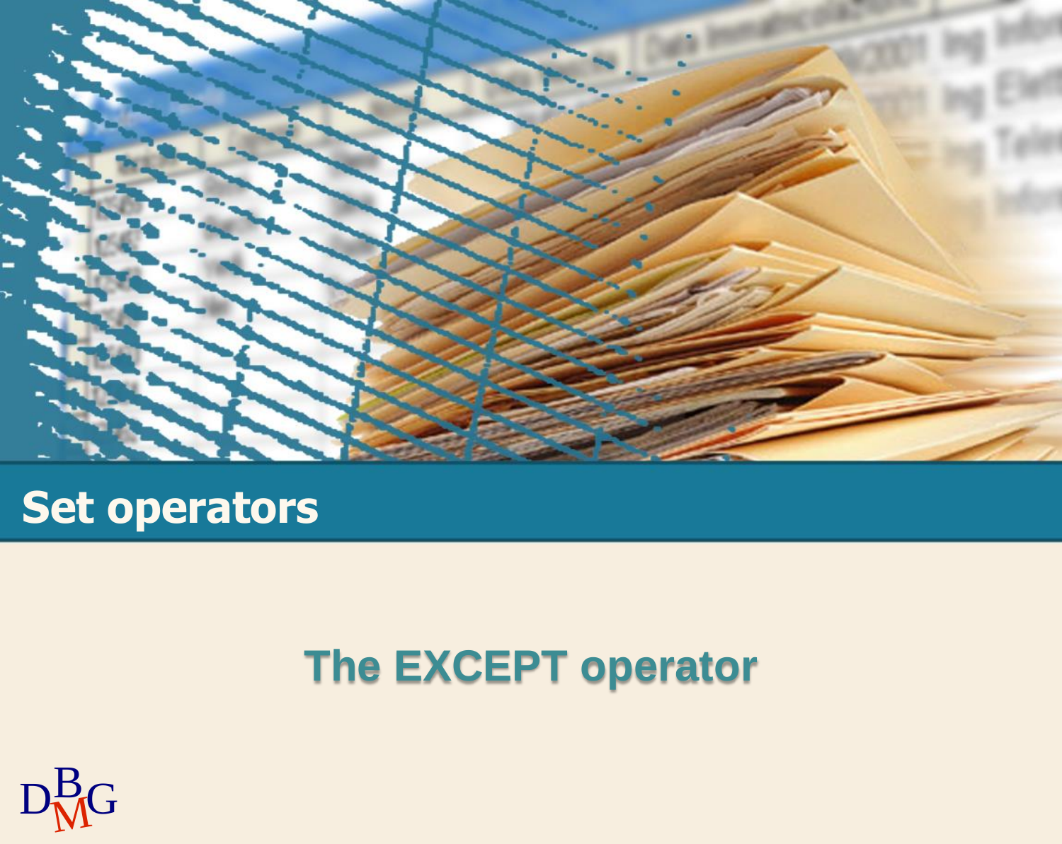# Set operators

## The EXCEPT operator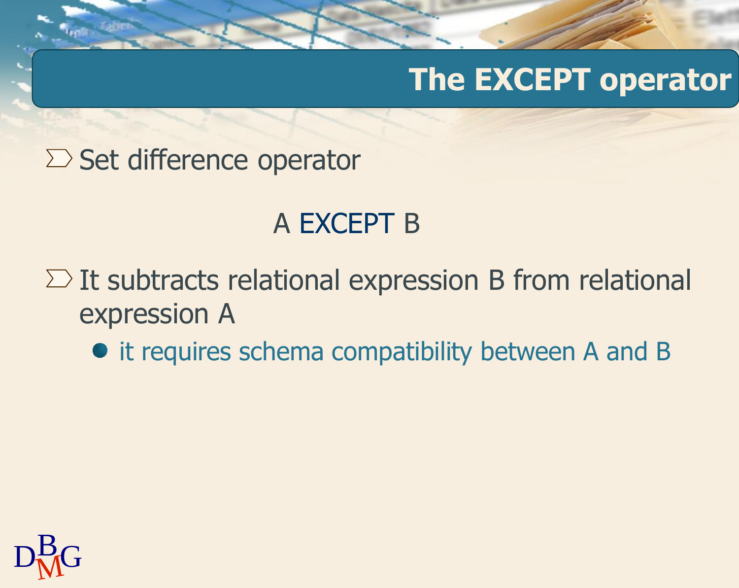# The EXCEPT operator

- Set difference operator

A EXCEPT B

- It subtracts relational expression B from relational expression A
  - it requires schema compatibility between A and B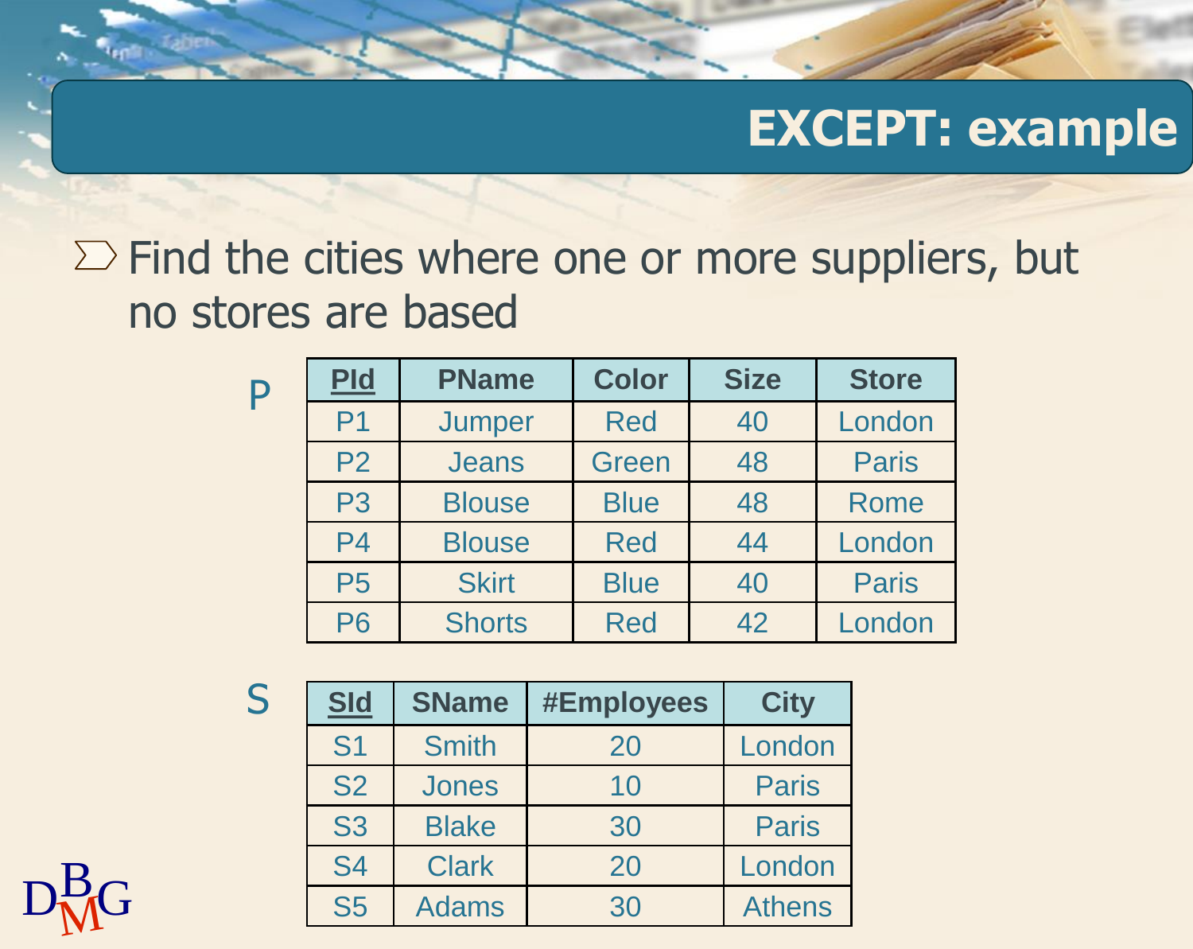# EXCEPT: example

- Find the cities where one or more suppliers, but no stores are based

P

| **PId** | PName | Color | Size | Store |
|---|---|---|---|---|
| P1 | Jumper | Red | 40 | London |
| P2 | Jeans | Green | 48 | Paris |
| P3 | Blouse | Blue | 48 | Rome |
| P4 | Blouse | Red | 44 | London |
| P5 | Skirt | Blue | 40 | Paris |
| P6 | Shorts | Red | 42 | London |

S

| **SId** | SName | #Employees | City |
|---|---|---|---|
| S1 | Smith | 20 | London |
| S2 | Jones | 10 | Paris |
| S3 | Blake | 30 | Paris |
| S4 | Clark | 20 | London |
| S5 | Adams | 30 | Athens |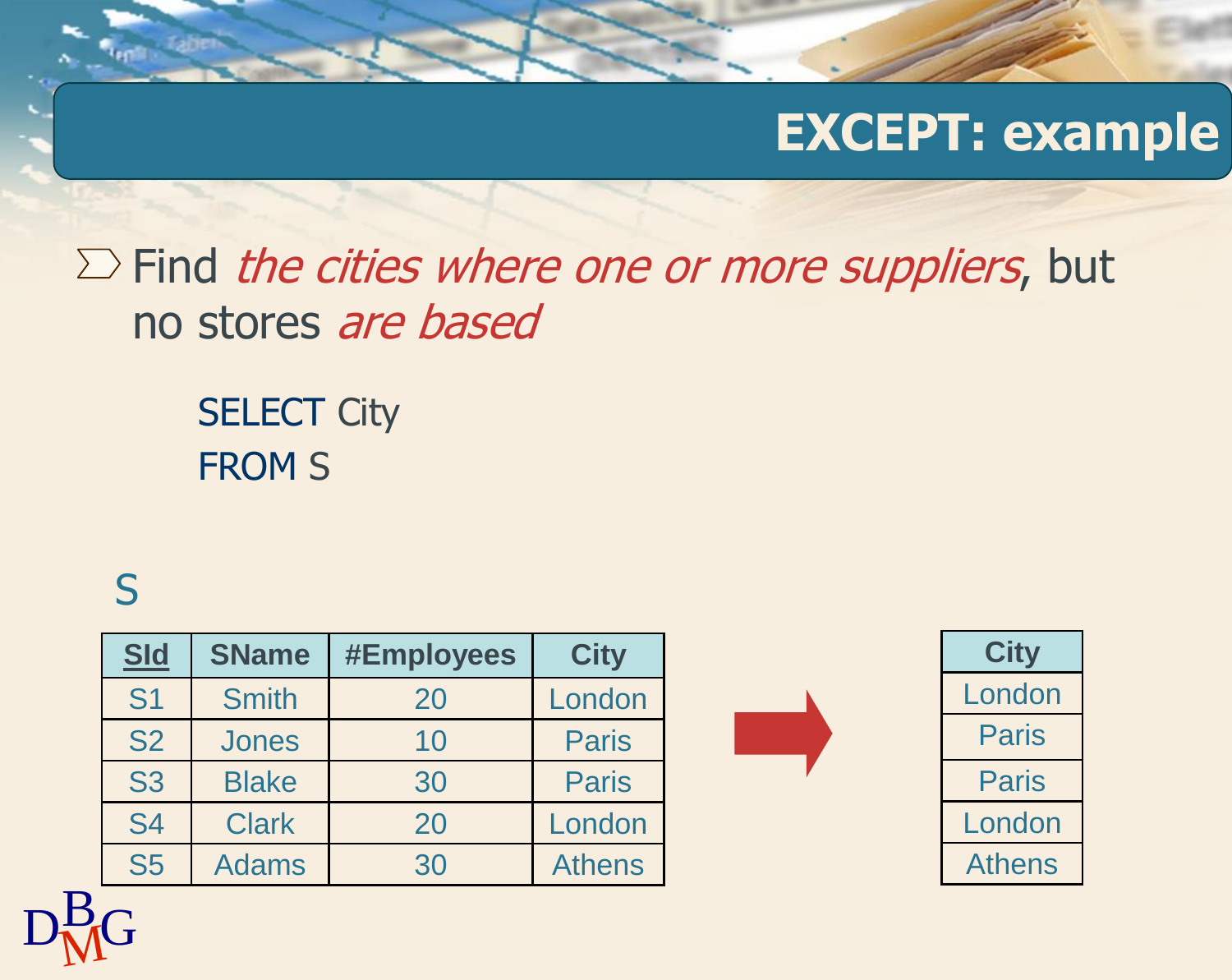# EXCEPT: example

- Find *the cities where one or more suppliers*, but no stores *are based*

```
SELECT City
FROM S
```

S

| SId | SName | #Employees | City |
|---|---|---|---|
| S1 | Smith | 20 | London |
| S2 | Jones | 10 | Paris |
| S3 | Blake | 30 | Paris |
| S4 | Clark | 20 | London |
| S5 | Adams | 30 | Athens |

| City |
|---|
| London |
| Paris |
| Paris |
| London |
| Athens |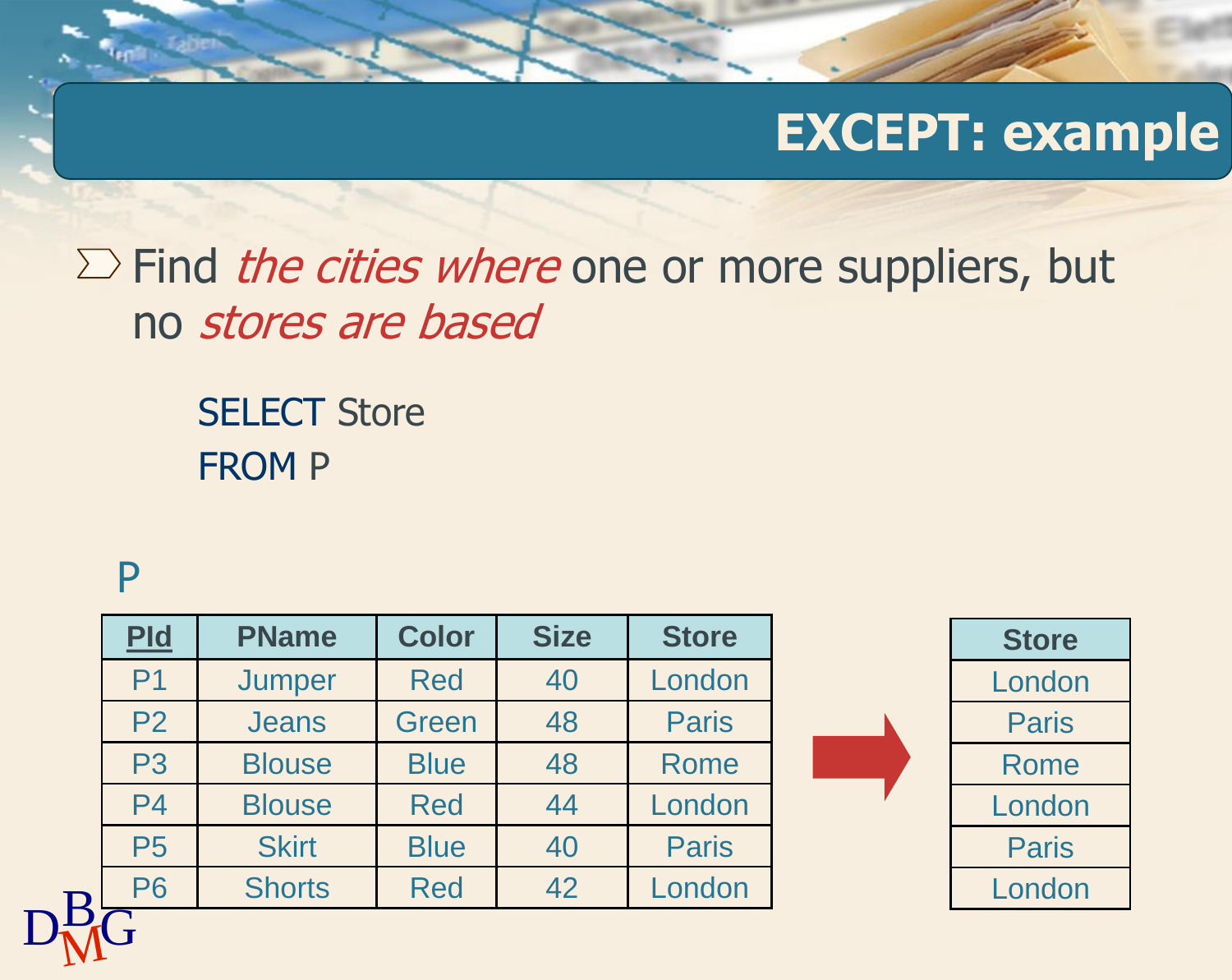# EXCEPT: example

- Find *the cities where* one or more suppliers, but no *stores are based*

```
SELECT Store
FROM P
```

P

| PId | PName | Color | Size | Store |
|---|---|---|---|---|
| P1 | Jumper | Red | 40 | London |
| P2 | Jeans | Green | 48 | Paris |
| P3 | Blouse | Blue | 48 | Rome |
| P4 | Blouse | Red | 44 | London |
| P5 | Skirt | Blue | 40 | Paris |
| P6 | Shorts | Red | 42 | London |

| Store |
|---|
| London |
| Paris |
| Rome |
| London |
| Paris |
| London |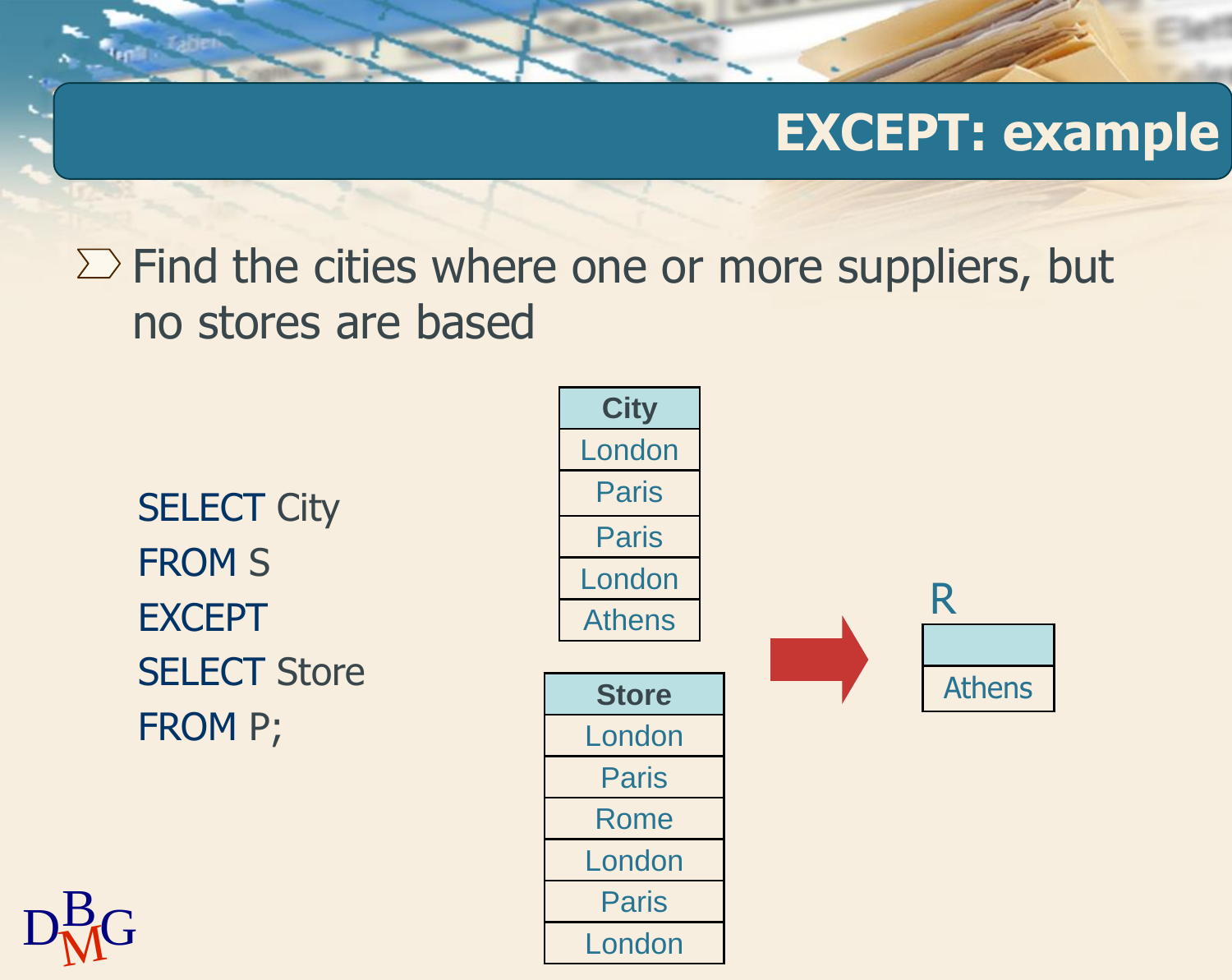# EXCEPT: example

- Find the cities where one or more suppliers, but no stores are based

```
SELECT City
FROM S
EXCEPT
SELECT Store
FROM P;
```

| City |
|---|
| London |
| Paris |
| Paris |
| London |
| Athens |

| Store |
|---|
| London |
| Paris |
| Rome |
| London |
| Paris |
| London |

R

| |
|---|
| Athens |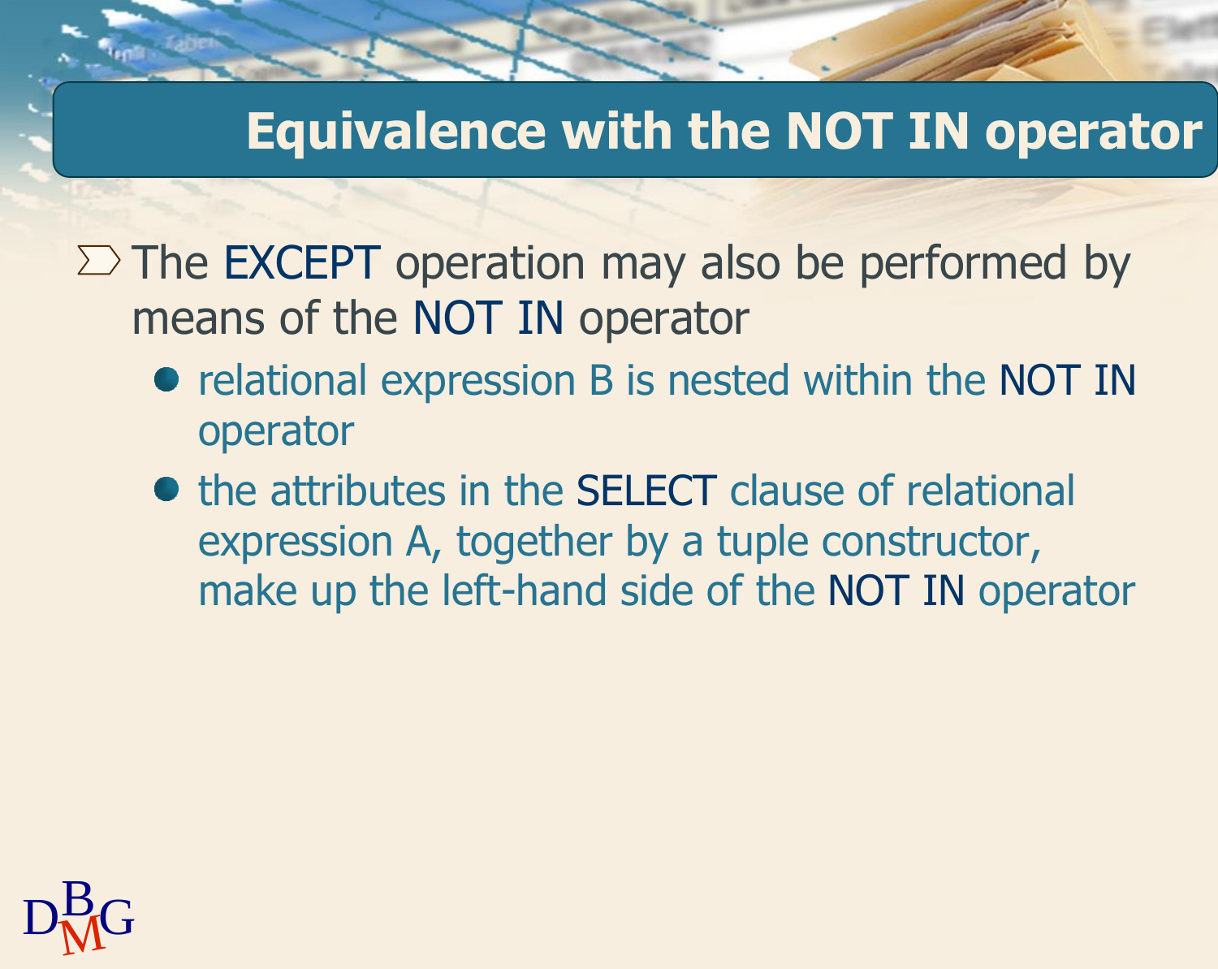# Equivalence with the NOT IN operator

- The EXCEPT operation may also be performed by means of the NOT IN operator
  - relational expression B is nested within the NOT IN operator
  - the attributes in the SELECT clause of relational expression A, together by a tuple constructor, make up the left-hand side of the NOT IN operator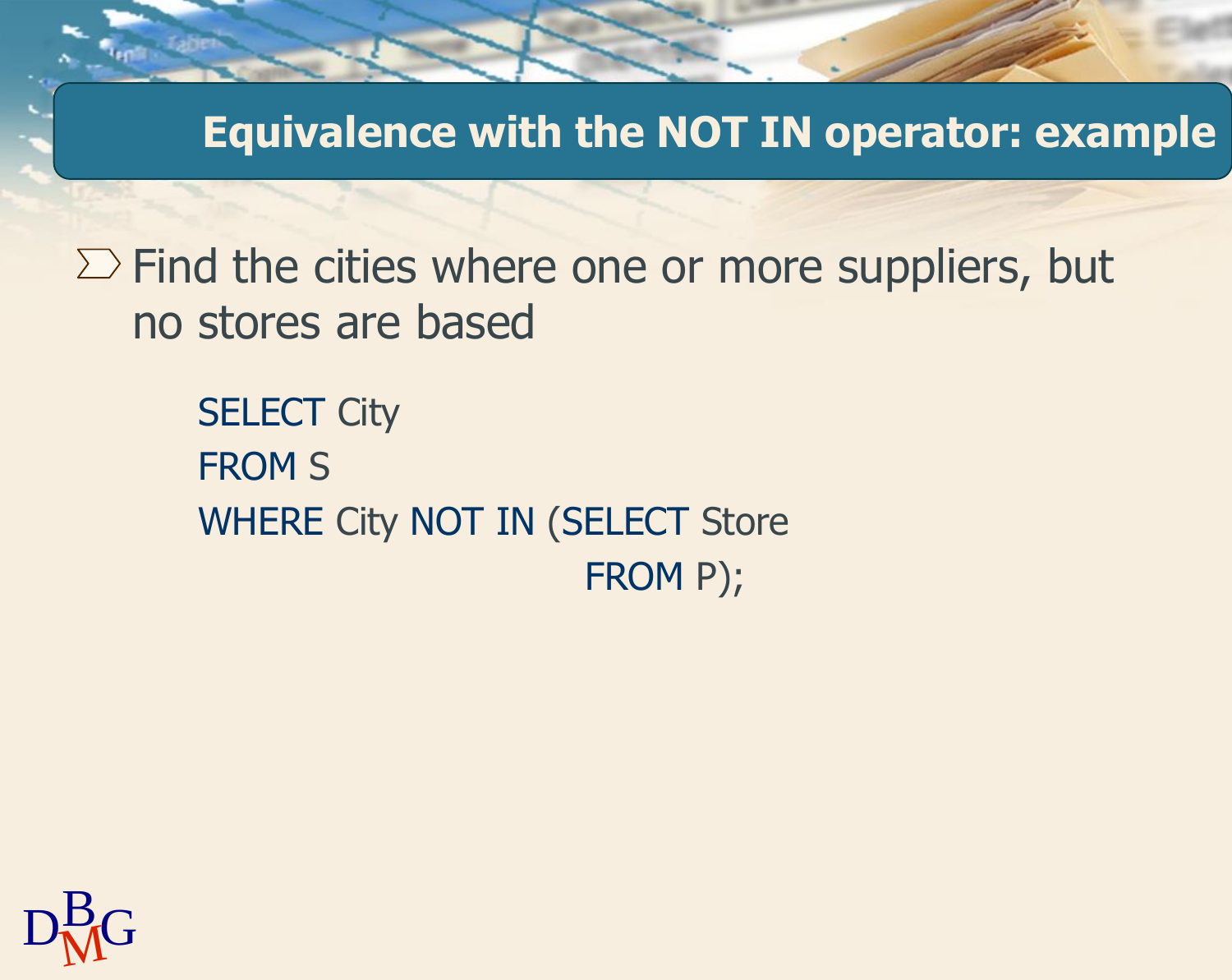# Equivalence with the NOT IN operator: example

- Find the cities where one or more suppliers, but no stores are based

```
SELECT City
FROM S
WHERE City NOT IN (SELECT Store
                   FROM P);
```